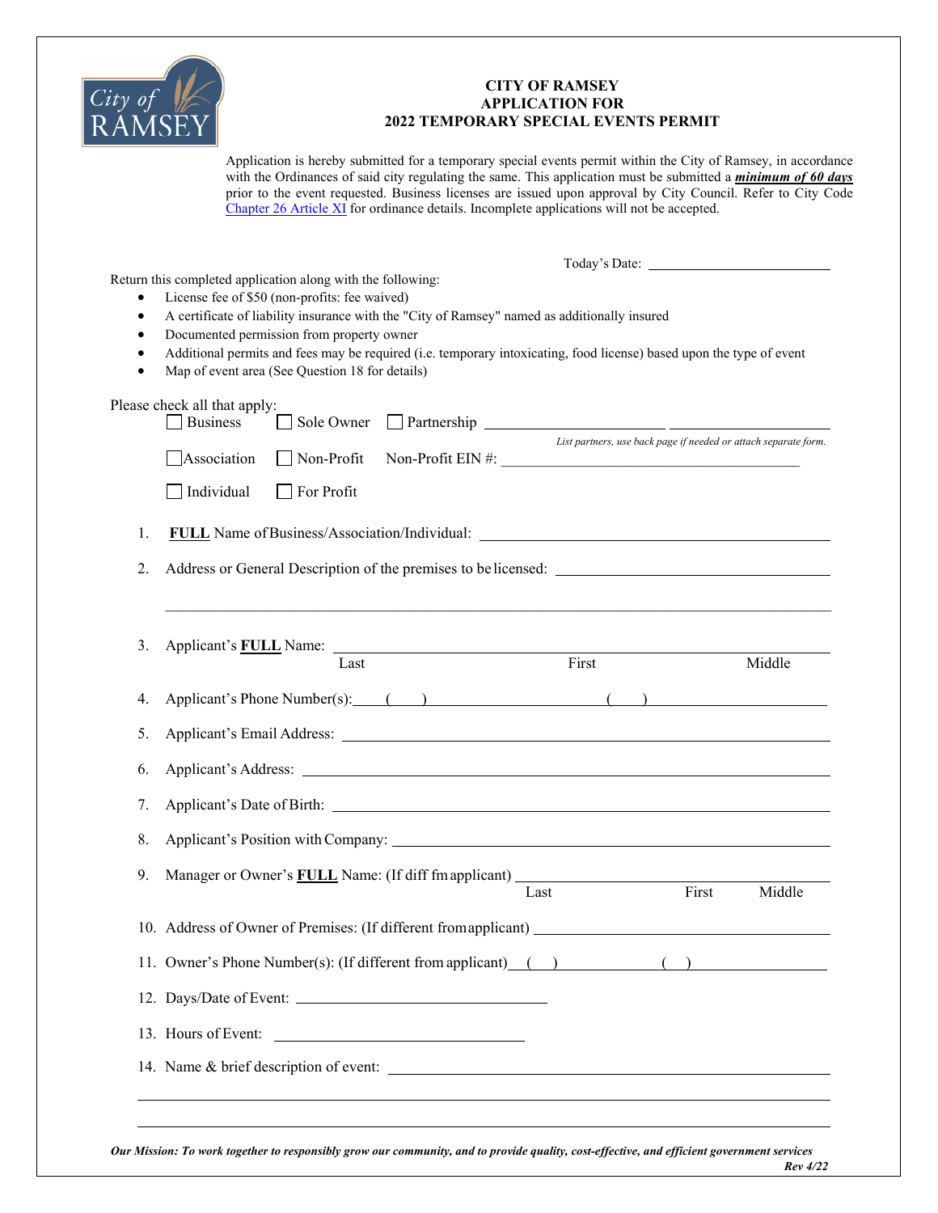# CITY OF RAMSEY
## APPLICATION FOR
## 2022 TEMPORARY SPECIAL EVENTS PERMIT

Application is hereby submitted for a temporary special events permit within the City of Ramsey, in accordance with the Ordinances of said city regulating the same. This application must be submitted a ***minimum of 60 days*** prior to the event requested. Business licenses are issued upon approval by City Council. Refer to City Code Chapter 26 Article XI for ordinance details. Incomplete applications will not be accepted.

Today's Date: ____________________

Return this completed application along with the following:

- License fee of $50 (non-profits: fee waived)
- A certificate of liability insurance with the "City of Ramsey" named as additionally insured
- Documented permission from property owner
- Additional permits and fees may be required (i.e. temporary intoxicating, food license) based upon the type of event
- Map of event area (See Question 18 for details)

Please check all that apply:

☐ Business ☐ Sole Owner ☐ Partnership ____________________ ____________________

*List partners, use back page if needed or attach separate form.*

☐ Association ☐ Non-Profit Non-Profit EIN #: ____________________

☐ Individual ☐ For Profit

1. **FULL** Name of Business/Association/Individual: ____________________
2. Address or General Description of the premises to be licensed: ____________________

   ____________________
3. Applicant's **FULL** Name: ____________________

   Last First Middle
4. Applicant's Phone Number(s): ( ) ____________ ( ) ____________
5. Applicant's Email Address: ____________________
6. Applicant's Address: ____________________
7. Applicant's Date of Birth: ____________________
8. Applicant's Position with Company: ____________________
9. Manager or Owner's **FULL** Name: (If diff fm applicant) ____________________

   Last First Middle
10. Address of Owner of Premises: (If different from applicant) ____________________
11. Owner's Phone Number(s): (If different from applicant) ( ) ____________ ( ) ____________
12. Days/Date of Event: ____________________
13. Hours of Event: ____________________
14. Name & brief description of event: ____________________

    ____________________

    ____________________

***Our Mission: To work together to responsibly grow our community, and to provide quality, cost-effective, and efficient government services***

***Rev 4/22***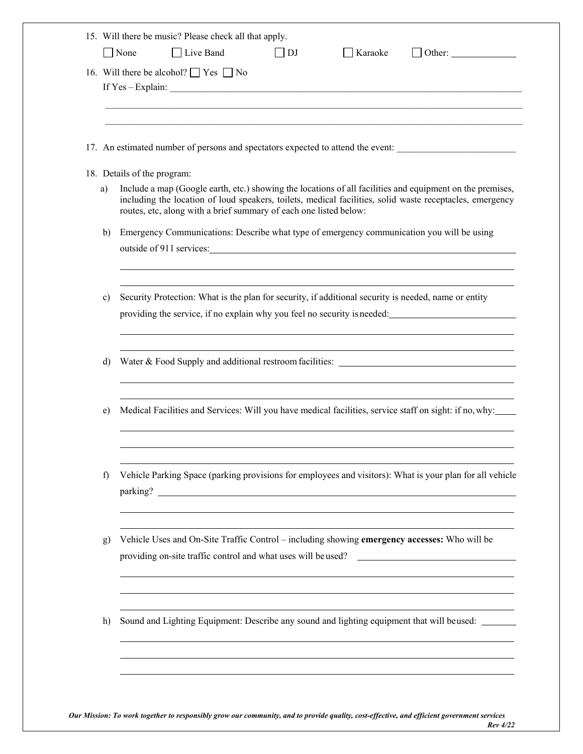15. Will there be music? Please check all that apply.

☐ None ☐ Live Band ☐ DJ ☐ Karaoke ☐ Other: _____________

16. Will there be alcohol? ☐ Yes ☐ No

If Yes – Explain: ____________________________________________________________________________

____________________________________________________________________________

____________________________________________________________________________

17. An estimated number of persons and spectators expected to attend the event: _________________________

18. Details of the program:

a) Include a map (Google earth, etc.) showing the locations of all facilities and equipment on the premises, including the location of loud speakers, toilets, medical facilities, solid waste receptacles, emergency routes, etc, along with a brief summary of each one listed below:

b) Emergency Communications: Describe what type of emergency communication you will be using outside of 911 services: ____________________________________________________________

____________________________________________________________________________

____________________________________________________________________________

c) Security Protection: What is the plan for security, if additional security is needed, name or entity providing the service, if no explain why you feel no security is needed: ___________________________

____________________________________________________________________________

____________________________________________________________________________

d) Water & Food Supply and additional restroom facilities: ______________________________________

____________________________________________________________________________

____________________________________________________________________________

e) Medical Facilities and Services: Will you have medical facilities, service staff on sight: if no, why: ____

____________________________________________________________________________

____________________________________________________________________________

____________________________________________________________________________

f) Vehicle Parking Space (parking provisions for employees and visitors): What is your plan for all vehicle parking? ____________________________________________________________________________

____________________________________________________________________________

____________________________________________________________________________

g) Vehicle Uses and On-Site Traffic Control – including showing **emergency accesses:** Who will be providing on-site traffic control and what uses will be used? ___________________________________

____________________________________________________________________________

____________________________________________________________________________

____________________________________________________________________________

h) Sound and Lighting Equipment: Describe any sound and lighting equipment that will be used: _______

____________________________________________________________________________

____________________________________________________________________________

____________________________________________________________________________

***Our Mission: To work together to responsibly grow our community, and to provide quality, cost-effective, and efficient government services***

***Rev 4/22***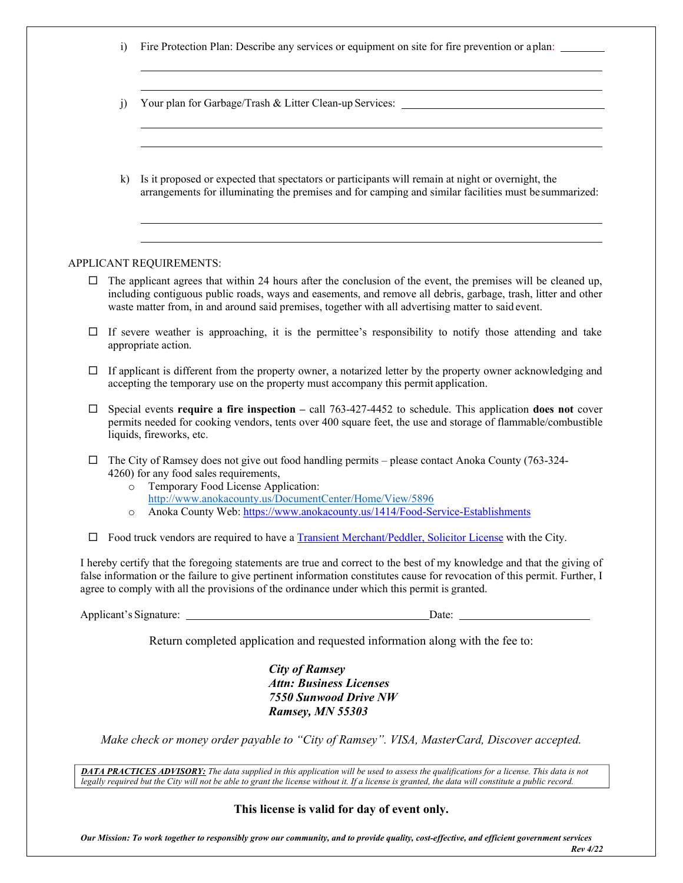i) Fire Protection Plan: Describe any services or equipment on site for fire prevention or a plan: ________

_______________________________________________________________________________

_______________________________________________________________________________

j) Your plan for Garbage/Trash & Litter Clean-up Services: ______________________________

_______________________________________________________________________________

_______________________________________________________________________________

k) Is it proposed or expected that spectators or participants will remain at night or overnight, the arrangements for illuminating the premises and for camping and similar facilities must be summarized:

_______________________________________________________________________________

_______________________________________________________________________________

APPLICANT REQUIREMENTS:

- ☐ The applicant agrees that within 24 hours after the conclusion of the event, the premises will be cleaned up, including contiguous public roads, ways and easements, and remove all debris, garbage, trash, litter and other waste matter from, in and around said premises, together with all advertising matter to said event.
- ☐ If severe weather is approaching, it is the permittee's responsibility to notify those attending and take appropriate action.
- ☐ If applicant is different from the property owner, a notarized letter by the property owner acknowledging and accepting the temporary use on the property must accompany this permit application.
- ☐ Special events **require a fire inspection –** call 763-427-4452 to schedule. This application **does not** cover permits needed for cooking vendors, tents over 400 square feet, the use and storage of flammable/combustible liquids, fireworks, etc.
- ☐ The City of Ramsey does not give out food handling permits – please contact Anoka County (763-324-4260) for any food sales requirements,
  - Temporary Food License Application: http://www.anokacounty.us/DocumentCenter/Home/View/5896
  - Anoka County Web: https://www.anokacounty.us/1414/Food-Service-Establishments
- ☐ Food truck vendors are required to have a Transient Merchant/Peddler, Solicitor License with the City.

I hereby certify that the foregoing statements are true and correct to the best of my knowledge and that the giving of false information or the failure to give pertinent information constitutes cause for revocation of this permit. Further, I agree to comply with all the provisions of the ordinance under which this permit is granted.

Applicant's Signature: ________________________________________ Date: ______________________

Return completed application and requested information along with the fee to:

***City of Ramsey***
***Attn: Business Licenses***
***7550 Sunwood Drive NW***
***Ramsey, MN 55303***

*Make check or money order payable to "City of Ramsey". VISA, MasterCard, Discover accepted.*

***DATA PRACTICES ADVISORY:*** *The data supplied in this application will be used to assess the qualifications for a license. This data is not legally required but the City will not be able to grant the license without it. If a license is granted, the data will constitute a public record.*

**This license is valid for day of event only.**

***Our Mission: To work together to responsibly grow our community, and to provide quality, cost-effective, and efficient government services***

***Rev 4/22***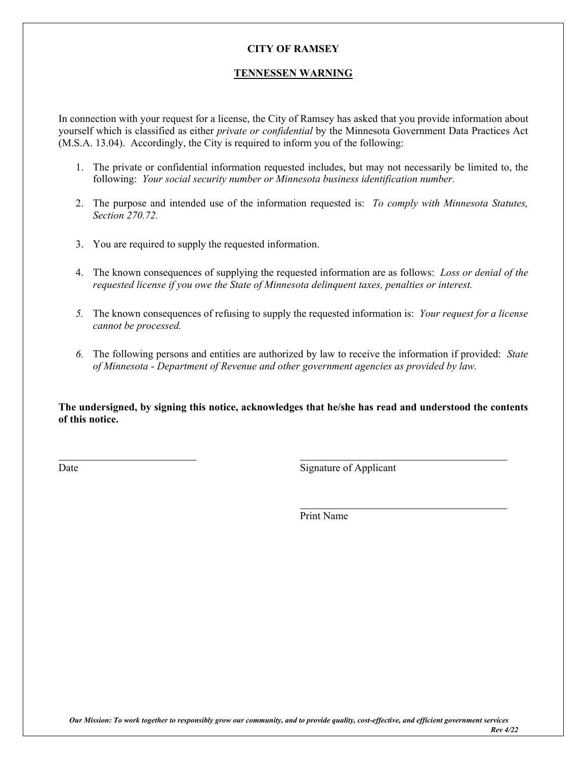**CITY OF RAMSEY**

**TENNESSEN WARNING**

In connection with your request for a license, the City of Ramsey has asked that you provide information about yourself which is classified as either *private or confidential* by the Minnesota Government Data Practices Act (M.S.A. 13.04). Accordingly, the City is required to inform you of the following:

1. The private or confidential information requested includes, but may not necessarily be limited to, the following: *Your social security number or Minnesota business identification number.*
2. The purpose and intended use of the information requested is: *To comply with Minnesota Statutes, Section 270.72.*
3. You are required to supply the requested information.
4. The known consequences of supplying the requested information are as follows: *Loss or denial of the requested license if you owe the State of Minnesota delinquent taxes, penalties or interest.*
5. The known consequences of refusing to supply the requested information is: *Your request for a license cannot be processed.*
6. The following persons and entities are authorized by law to receive the information if provided: *State of Minnesota - Department of Revenue and other government agencies as provided by law.*

**The undersigned, by signing this notice, acknowledges that he/she has read and understood the contents of this notice.**

______________________________ Date

______________________________ Signature of Applicant

______________________________ Print Name

***Our Mission: To work together to responsibly grow our community, and to provide quality, cost-effective, and efficient government services***

***Rev 4/22***